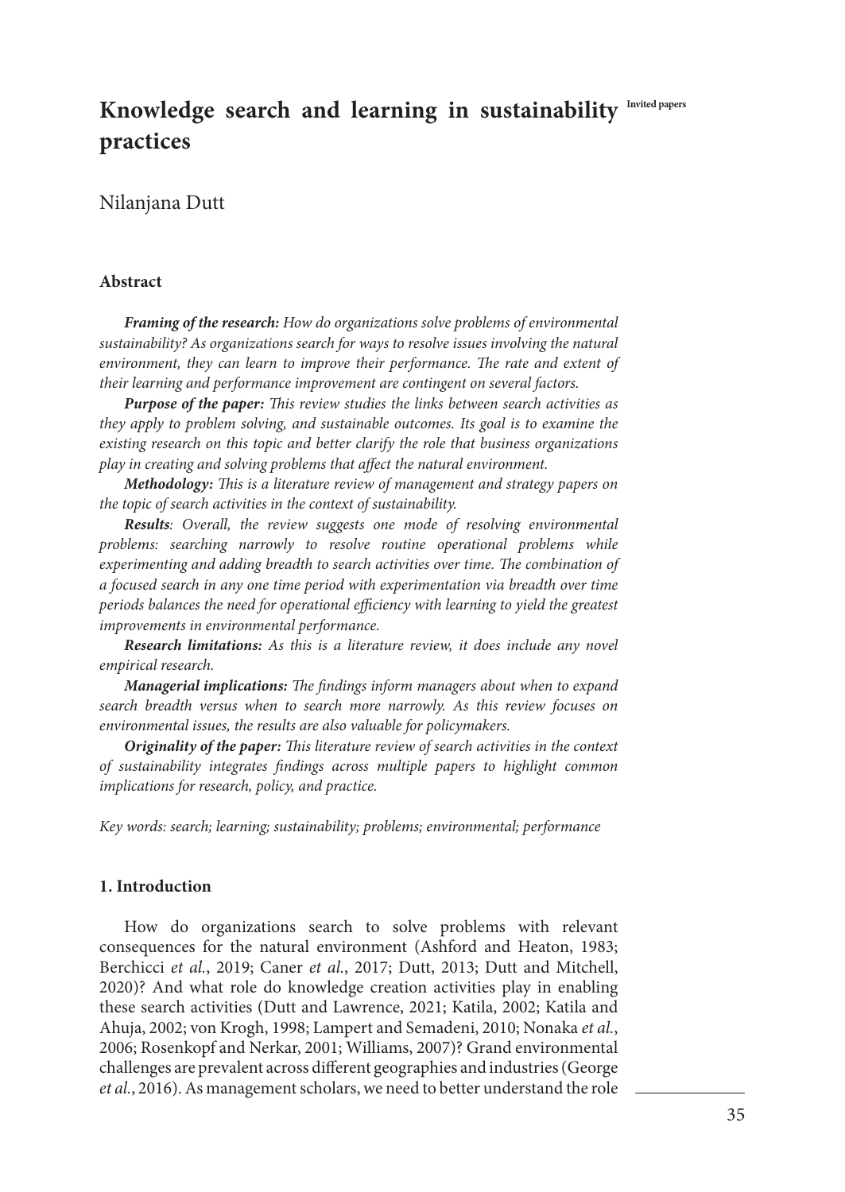# Knowledge search and learning in sustainability practices

Invited papers

Nilanjana Dutt

## Abstract

***Framing of the research:*** *How do organizations solve problems of environmental sustainability? As organizations search for ways to resolve issues involving the natural environment, they can learn to improve their performance. The rate and extent of their learning and performance improvement are contingent on several factors.*

***Purpose of the paper:*** *This review studies the links between search activities as they apply to problem solving, and sustainable outcomes. Its goal is to examine the existing research on this topic and better clarify the role that business organizations play in creating and solving problems that affect the natural environment.*

***Methodology:*** *This is a literature review of management and strategy papers on the topic of search activities in the context of sustainability.*

***Results****: Overall, the review suggests one mode of resolving environmental problems: searching narrowly to resolve routine operational problems while experimenting and adding breadth to search activities over time. The combination of a focused search in any one time period with experimentation via breadth over time periods balances the need for operational efficiency with learning to yield the greatest improvements in environmental performance.*

***Research limitations:*** *As this is a literature review, it does include any novel empirical research.*

***Managerial implications:*** *The findings inform managers about when to expand search breadth versus when to search more narrowly. As this review focuses on environmental issues, the results are also valuable for policymakers.*

***Originality of the paper:*** *This literature review of search activities in the context of sustainability integrates findings across multiple papers to highlight common implications for research, policy, and practice.*

*Key words: search; learning; sustainability; problems; environmental; performance*

## 1. Introduction

How do organizations search to solve problems with relevant consequences for the natural environment (Ashford and Heaton, 1983; Berchicci *et al.*, 2019; Caner *et al.*, 2017; Dutt, 2013; Dutt and Mitchell, 2020)? And what role do knowledge creation activities play in enabling these search activities (Dutt and Lawrence, 2021; Katila, 2002; Katila and Ahuja, 2002; von Krogh, 1998; Lampert and Semadeni, 2010; Nonaka *et al.*, 2006; Rosenkopf and Nerkar, 2001; Williams, 2007)? Grand environmental challenges are prevalent across different geographies and industries (George *et al.*, 2016). As management scholars, we need to better understand the role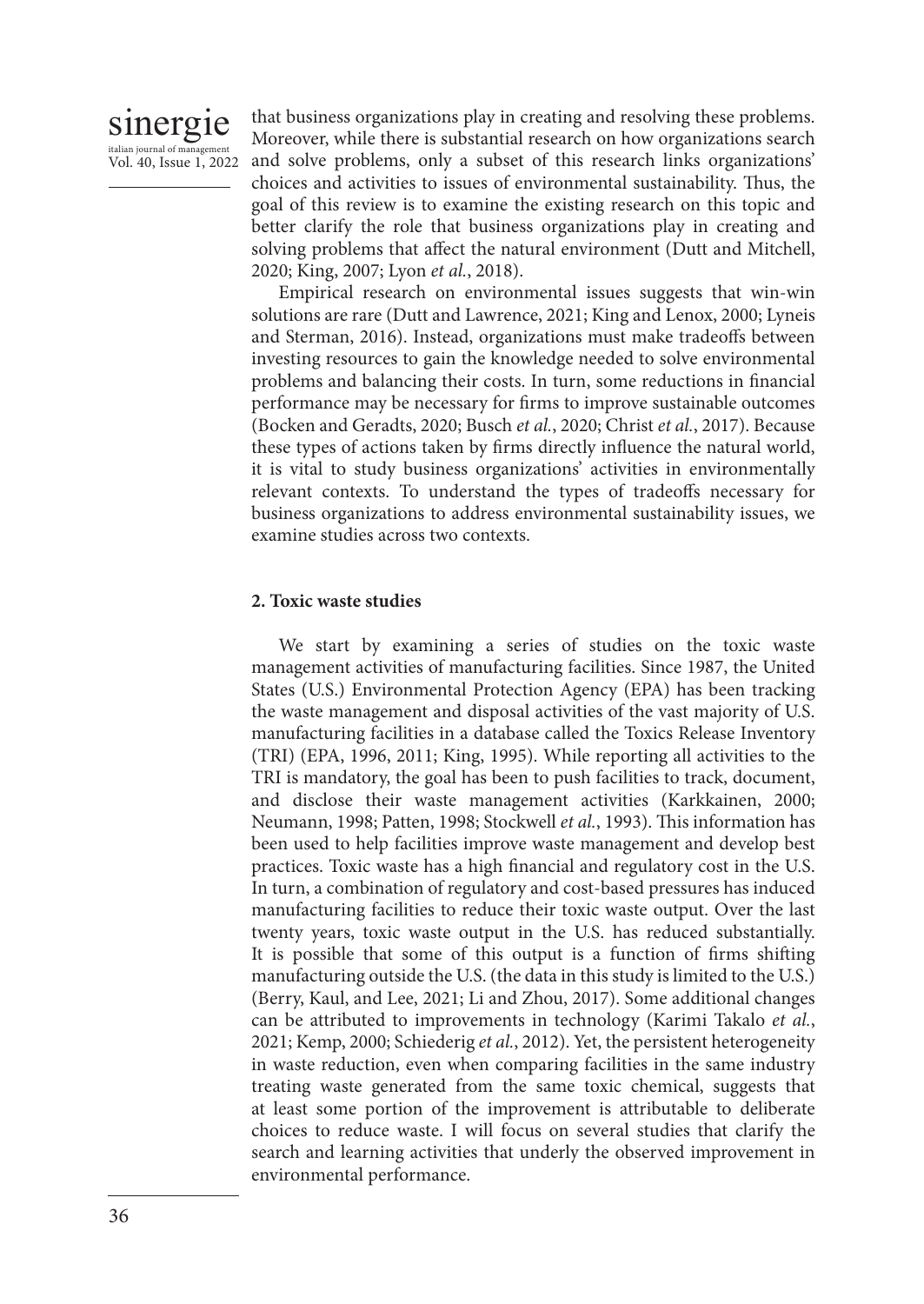that business organizations play in creating and resolving these problems. Moreover, while there is substantial research on how organizations search and solve problems, only a subset of this research links organizations' choices and activities to issues of environmental sustainability. Thus, the goal of this review is to examine the existing research on this topic and better clarify the role that business organizations play in creating and solving problems that affect the natural environment (Dutt and Mitchell, 2020; King, 2007; Lyon *et al.*, 2018).

Empirical research on environmental issues suggests that win-win solutions are rare (Dutt and Lawrence, 2021; King and Lenox, 2000; Lyneis and Sterman, 2016). Instead, organizations must make tradeoffs between investing resources to gain the knowledge needed to solve environmental problems and balancing their costs. In turn, some reductions in financial performance may be necessary for firms to improve sustainable outcomes (Bocken and Geradts, 2020; Busch *et al.*, 2020; Christ *et al.*, 2017). Because these types of actions taken by firms directly influence the natural world, it is vital to study business organizations' activities in environmentally relevant contexts. To understand the types of tradeoffs necessary for business organizations to address environmental sustainability issues, we examine studies across two contexts.

## 2. Toxic waste studies

We start by examining a series of studies on the toxic waste management activities of manufacturing facilities. Since 1987, the United States (U.S.) Environmental Protection Agency (EPA) has been tracking the waste management and disposal activities of the vast majority of U.S. manufacturing facilities in a database called the Toxics Release Inventory (TRI) (EPA, 1996, 2011; King, 1995). While reporting all activities to the TRI is mandatory, the goal has been to push facilities to track, document, and disclose their waste management activities (Karkkainen, 2000; Neumann, 1998; Patten, 1998; Stockwell *et al.*, 1993). This information has been used to help facilities improve waste management and develop best practices. Toxic waste has a high financial and regulatory cost in the U.S. In turn, a combination of regulatory and cost-based pressures has induced manufacturing facilities to reduce their toxic waste output. Over the last twenty years, toxic waste output in the U.S. has reduced substantially. It is possible that some of this output is a function of firms shifting manufacturing outside the U.S. (the data in this study is limited to the U.S.) (Berry, Kaul, and Lee, 2021; Li and Zhou, 2017). Some additional changes can be attributed to improvements in technology (Karimi Takalo *et al.*, 2021; Kemp, 2000; Schiederig *et al.*, 2012). Yet, the persistent heterogeneity in waste reduction, even when comparing facilities in the same industry treating waste generated from the same toxic chemical, suggests that at least some portion of the improvement is attributable to deliberate choices to reduce waste. I will focus on several studies that clarify the search and learning activities that underly the observed improvement in environmental performance.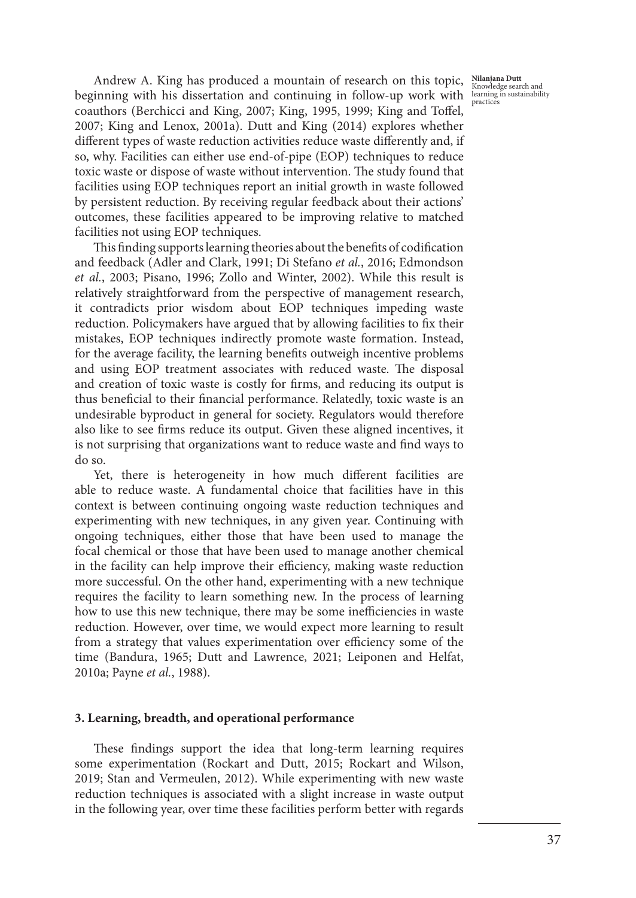Andrew A. King has produced a mountain of research on this topic, beginning with his dissertation and continuing in follow-up work with coauthors (Berchicci and King, 2007; King, 1995, 1999; King and Toffel, 2007; King and Lenox, 2001a). Dutt and King (2014) explores whether different types of waste reduction activities reduce waste differently and, if so, why. Facilities can either use end-of-pipe (EOP) techniques to reduce toxic waste or dispose of waste without intervention. The study found that facilities using EOP techniques report an initial growth in waste followed by persistent reduction. By receiving regular feedback about their actions' outcomes, these facilities appeared to be improving relative to matched facilities not using EOP techniques.

This finding supports learning theories about the benefits of codification and feedback (Adler and Clark, 1991; Di Stefano *et al.*, 2016; Edmondson *et al.*, 2003; Pisano, 1996; Zollo and Winter, 2002). While this result is relatively straightforward from the perspective of management research, it contradicts prior wisdom about EOP techniques impeding waste reduction. Policymakers have argued that by allowing facilities to fix their mistakes, EOP techniques indirectly promote waste formation. Instead, for the average facility, the learning benefits outweigh incentive problems and using EOP treatment associates with reduced waste. The disposal and creation of toxic waste is costly for firms, and reducing its output is thus beneficial to their financial performance. Relatedly, toxic waste is an undesirable byproduct in general for society. Regulators would therefore also like to see firms reduce its output. Given these aligned incentives, it is not surprising that organizations want to reduce waste and find ways to do so.

Yet, there is heterogeneity in how much different facilities are able to reduce waste. A fundamental choice that facilities have in this context is between continuing ongoing waste reduction techniques and experimenting with new techniques, in any given year. Continuing with ongoing techniques, either those that have been used to manage the focal chemical or those that have been used to manage another chemical in the facility can help improve their efficiency, making waste reduction more successful. On the other hand, experimenting with a new technique requires the facility to learn something new. In the process of learning how to use this new technique, there may be some inefficiencies in waste reduction. However, over time, we would expect more learning to result from a strategy that values experimentation over efficiency some of the time (Bandura, 1965; Dutt and Lawrence, 2021; Leiponen and Helfat, 2010a; Payne *et al.*, 1988).

## 3. Learning, breadth, and operational performance

These findings support the idea that long-term learning requires some experimentation (Rockart and Dutt, 2015; Rockart and Wilson, 2019; Stan and Vermeulen, 2012). While experimenting with new waste reduction techniques is associated with a slight increase in waste output in the following year, over time these facilities perform better with regards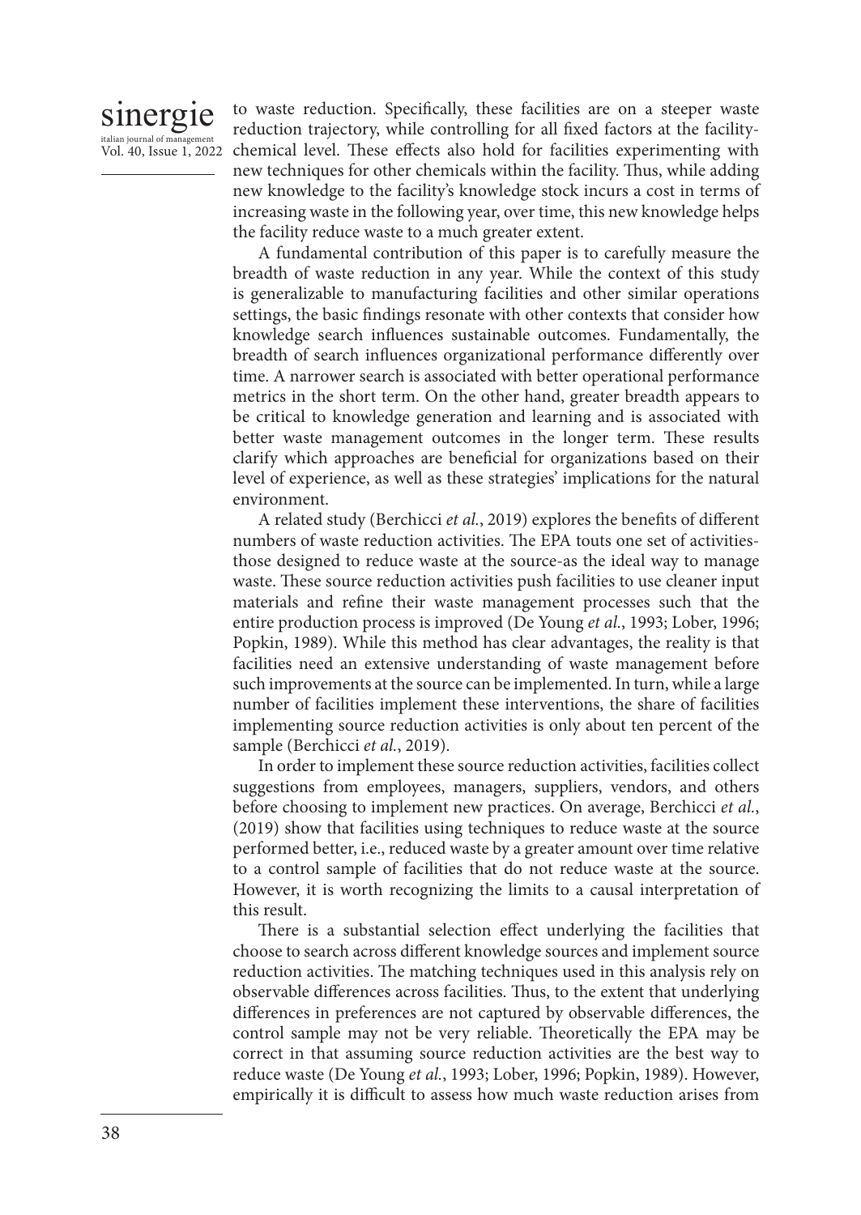to waste reduction. Specifically, these facilities are on a steeper waste reduction trajectory, while controlling for all fixed factors at the facility-chemical level. These effects also hold for facilities experimenting with new techniques for other chemicals within the facility. Thus, while adding new knowledge to the facility's knowledge stock incurs a cost in terms of increasing waste in the following year, over time, this new knowledge helps the facility reduce waste to a much greater extent.

A fundamental contribution of this paper is to carefully measure the breadth of waste reduction in any year. While the context of this study is generalizable to manufacturing facilities and other similar operations settings, the basic findings resonate with other contexts that consider how knowledge search influences sustainable outcomes. Fundamentally, the breadth of search influences organizational performance differently over time. A narrower search is associated with better operational performance metrics in the short term. On the other hand, greater breadth appears to be critical to knowledge generation and learning and is associated with better waste management outcomes in the longer term. These results clarify which approaches are beneficial for organizations based on their level of experience, as well as these strategies' implications for the natural environment.

A related study (Berchicci *et al.*, 2019) explores the benefits of different numbers of waste reduction activities. The EPA touts one set of activities-those designed to reduce waste at the source-as the ideal way to manage waste. These source reduction activities push facilities to use cleaner input materials and refine their waste management processes such that the entire production process is improved (De Young *et al.*, 1993; Lober, 1996; Popkin, 1989). While this method has clear advantages, the reality is that facilities need an extensive understanding of waste management before such improvements at the source can be implemented. In turn, while a large number of facilities implement these interventions, the share of facilities implementing source reduction activities is only about ten percent of the sample (Berchicci *et al.*, 2019).

In order to implement these source reduction activities, facilities collect suggestions from employees, managers, suppliers, vendors, and others before choosing to implement new practices. On average, Berchicci *et al.*, (2019) show that facilities using techniques to reduce waste at the source performed better, i.e., reduced waste by a greater amount over time relative to a control sample of facilities that do not reduce waste at the source. However, it is worth recognizing the limits to a causal interpretation of this result.

There is a substantial selection effect underlying the facilities that choose to search across different knowledge sources and implement source reduction activities. The matching techniques used in this analysis rely on observable differences across facilities. Thus, to the extent that underlying differences in preferences are not captured by observable differences, the control sample may not be very reliable. Theoretically the EPA may be correct in that assuming source reduction activities are the best way to reduce waste (De Young *et al.*, 1993; Lober, 1996; Popkin, 1989). However, empirically it is difficult to assess how much waste reduction arises from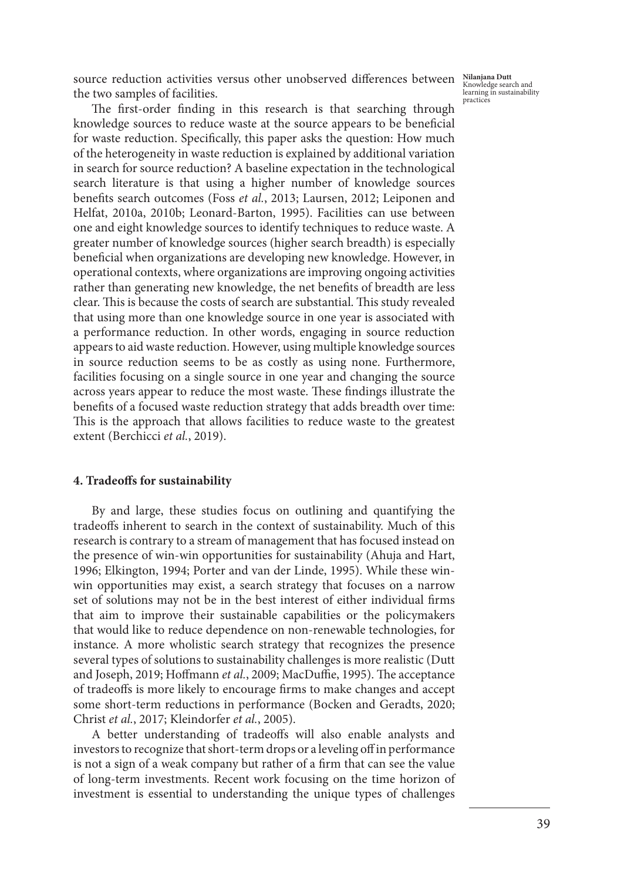source reduction activities versus other unobserved differences between the two samples of facilities.

The first-order finding in this research is that searching through knowledge sources to reduce waste at the source appears to be beneficial for waste reduction. Specifically, this paper asks the question: How much of the heterogeneity in waste reduction is explained by additional variation in search for source reduction? A baseline expectation in the technological search literature is that using a higher number of knowledge sources benefits search outcomes (Foss *et al.*, 2013; Laursen, 2012; Leiponen and Helfat, 2010a, 2010b; Leonard-Barton, 1995). Facilities can use between one and eight knowledge sources to identify techniques to reduce waste. A greater number of knowledge sources (higher search breadth) is especially beneficial when organizations are developing new knowledge. However, in operational contexts, where organizations are improving ongoing activities rather than generating new knowledge, the net benefits of breadth are less clear. This is because the costs of search are substantial. This study revealed that using more than one knowledge source in one year is associated with a performance reduction. In other words, engaging in source reduction appears to aid waste reduction. However, using multiple knowledge sources in source reduction seems to be as costly as using none. Furthermore, facilities focusing on a single source in one year and changing the source across years appear to reduce the most waste. These findings illustrate the benefits of a focused waste reduction strategy that adds breadth over time: This is the approach that allows facilities to reduce waste to the greatest extent (Berchicci *et al.*, 2019).

## 4. Tradeoffs for sustainability

By and large, these studies focus on outlining and quantifying the tradeoffs inherent to search in the context of sustainability. Much of this research is contrary to a stream of management that has focused instead on the presence of win-win opportunities for sustainability (Ahuja and Hart, 1996; Elkington, 1994; Porter and van der Linde, 1995). While these win-win opportunities may exist, a search strategy that focuses on a narrow set of solutions may not be in the best interest of either individual firms that aim to improve their sustainable capabilities or the policymakers that would like to reduce dependence on non-renewable technologies, for instance. A more wholistic search strategy that recognizes the presence several types of solutions to sustainability challenges is more realistic (Dutt and Joseph, 2019; Hoffmann *et al.*, 2009; MacDuffie, 1995). The acceptance of tradeoffs is more likely to encourage firms to make changes and accept some short-term reductions in performance (Bocken and Geradts, 2020; Christ *et al.*, 2017; Kleindorfer *et al.*, 2005).

A better understanding of tradeoffs will also enable analysts and investors to recognize that short-term drops or a leveling off in performance is not a sign of a weak company but rather of a firm that can see the value of long-term investments. Recent work focusing on the time horizon of investment is essential to understanding the unique types of challenges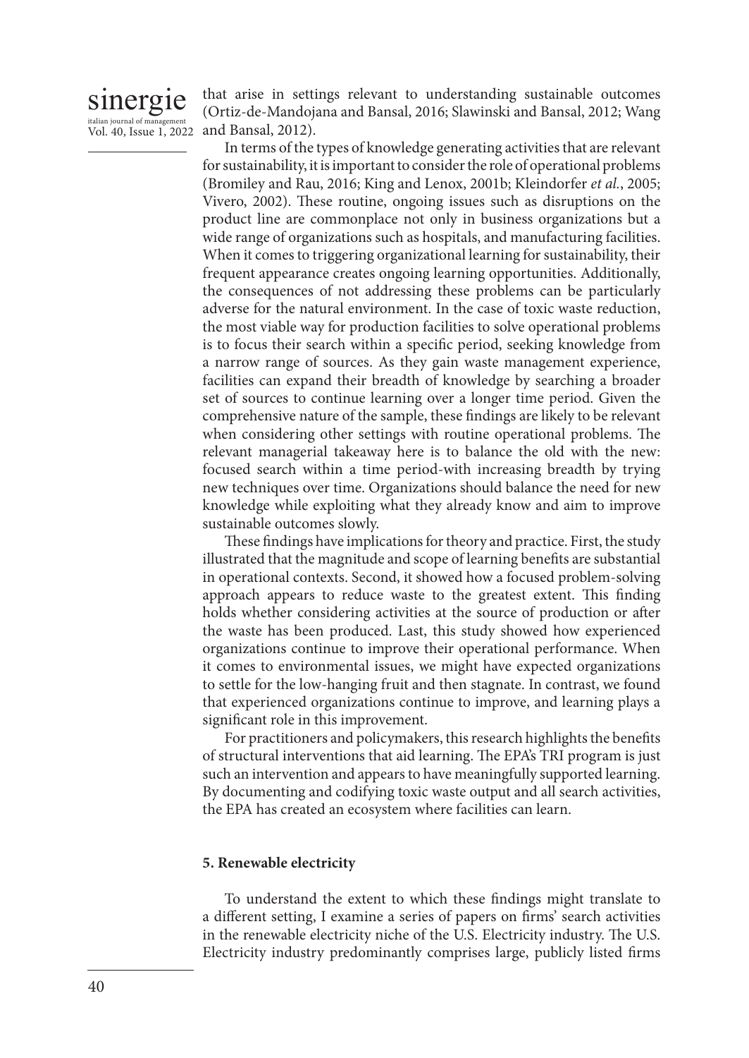that arise in settings relevant to understanding sustainable outcomes (Ortiz-de-Mandojana and Bansal, 2016; Slawinski and Bansal, 2012; Wang and Bansal, 2012).

In terms of the types of knowledge generating activities that are relevant for sustainability, it is important to consider the role of operational problems (Bromiley and Rau, 2016; King and Lenox, 2001b; Kleindorfer *et al.*, 2005; Vivero, 2002). These routine, ongoing issues such as disruptions on the product line are commonplace not only in business organizations but a wide range of organizations such as hospitals, and manufacturing facilities. When it comes to triggering organizational learning for sustainability, their frequent appearance creates ongoing learning opportunities. Additionally, the consequences of not addressing these problems can be particularly adverse for the natural environment. In the case of toxic waste reduction, the most viable way for production facilities to solve operational problems is to focus their search within a specific period, seeking knowledge from a narrow range of sources. As they gain waste management experience, facilities can expand their breadth of knowledge by searching a broader set of sources to continue learning over a longer time period. Given the comprehensive nature of the sample, these findings are likely to be relevant when considering other settings with routine operational problems. The relevant managerial takeaway here is to balance the old with the new: focused search within a time period-with increasing breadth by trying new techniques over time. Organizations should balance the need for new knowledge while exploiting what they already know and aim to improve sustainable outcomes slowly.

These findings have implications for theory and practice. First, the study illustrated that the magnitude and scope of learning benefits are substantial in operational contexts. Second, it showed how a focused problem-solving approach appears to reduce waste to the greatest extent. This finding holds whether considering activities at the source of production or after the waste has been produced. Last, this study showed how experienced organizations continue to improve their operational performance. When it comes to environmental issues, we might have expected organizations to settle for the low-hanging fruit and then stagnate. In contrast, we found that experienced organizations continue to improve, and learning plays a significant role in this improvement.

For practitioners and policymakers, this research highlights the benefits of structural interventions that aid learning. The EPA's TRI program is just such an intervention and appears to have meaningfully supported learning. By documenting and codifying toxic waste output and all search activities, the EPA has created an ecosystem where facilities can learn.

## 5. Renewable electricity

To understand the extent to which these findings might translate to a different setting, I examine a series of papers on firms' search activities in the renewable electricity niche of the U.S. Electricity industry. The U.S. Electricity industry predominantly comprises large, publicly listed firms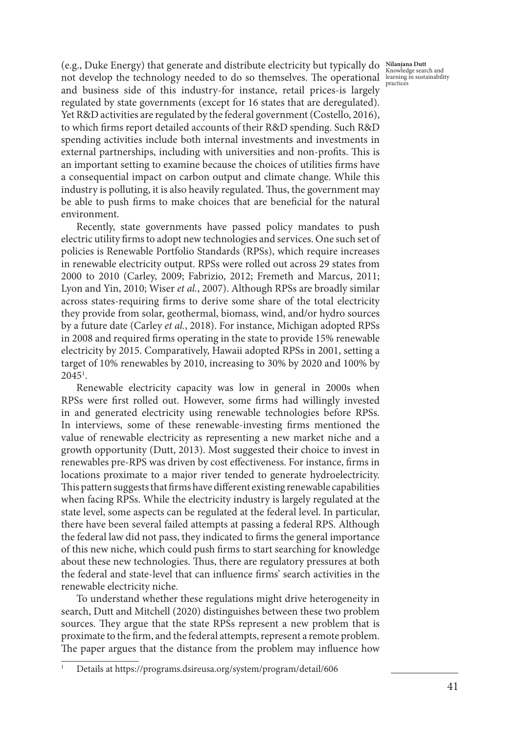(e.g., Duke Energy) that generate and distribute electricity but typically do not develop the technology needed to do so themselves. The operational and business side of this industry-for instance, retail prices-is largely regulated by state governments (except for 16 states that are deregulated). Yet R&D activities are regulated by the federal government (Costello, 2016), to which firms report detailed accounts of their R&D spending. Such R&D spending activities include both internal investments and investments in external partnerships, including with universities and non-profits. This is an important setting to examine because the choices of utilities firms have a consequential impact on carbon output and climate change. While this industry is polluting, it is also heavily regulated. Thus, the government may be able to push firms to make choices that are beneficial for the natural environment.

Recently, state governments have passed policy mandates to push electric utility firms to adopt new technologies and services. One such set of policies is Renewable Portfolio Standards (RPSs), which require increases in renewable electricity output. RPSs were rolled out across 29 states from 2000 to 2010 (Carley, 2009; Fabrizio, 2012; Fremeth and Marcus, 2011; Lyon and Yin, 2010; Wiser *et al.*, 2007). Although RPSs are broadly similar across states-requiring firms to derive some share of the total electricity they provide from solar, geothermal, biomass, wind, and/or hydro sources by a future date (Carley *et al.*, 2018). For instance, Michigan adopted RPSs in 2008 and required firms operating in the state to provide 15% renewable electricity by 2015. Comparatively, Hawaii adopted RPSs in 2001, setting a target of 10% renewables by 2010, increasing to 30% by 2020 and 100% by 2045[1].

Renewable electricity capacity was low in general in 2000s when RPSs were first rolled out. However, some firms had willingly invested in and generated electricity using renewable technologies before RPSs. In interviews, some of these renewable-investing firms mentioned the value of renewable electricity as representing a new market niche and a growth opportunity (Dutt, 2013). Most suggested their choice to invest in renewables pre-RPS was driven by cost effectiveness. For instance, firms in locations proximate to a major river tended to generate hydroelectricity. This pattern suggests that firms have different existing renewable capabilities when facing RPSs. While the electricity industry is largely regulated at the state level, some aspects can be regulated at the federal level. In particular, there have been several failed attempts at passing a federal RPS. Although the federal law did not pass, they indicated to firms the general importance of this new niche, which could push firms to start searching for knowledge about these new technologies. Thus, there are regulatory pressures at both the federal and state-level that can influence firms' search activities in the renewable electricity niche.

To understand whether these regulations might drive heterogeneity in search, Dutt and Mitchell (2020) distinguishes between these two problem sources. They argue that the state RPSs represent a new problem that is proximate to the firm, and the federal attempts, represent a remote problem. The paper argues that the distance from the problem may influence how

[1] Details at https://programs.dsireusa.org/system/program/detail/606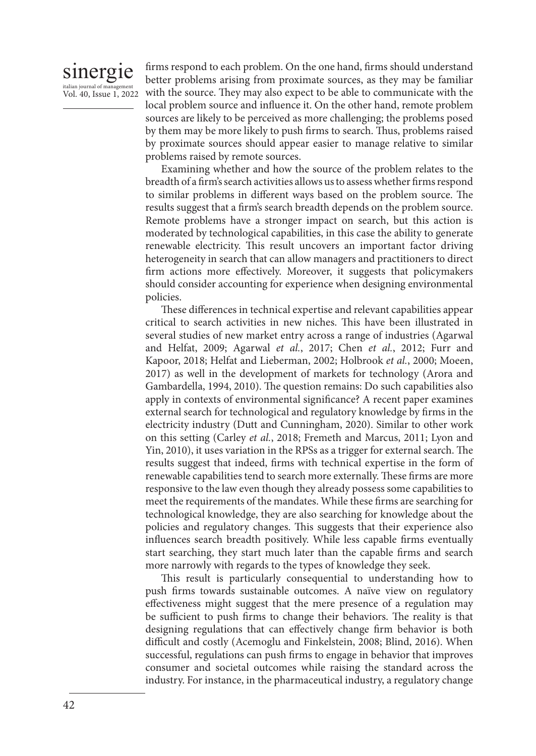firms respond to each problem. On the one hand, firms should understand better problems arising from proximate sources, as they may be familiar with the source. They may also expect to be able to communicate with the local problem source and influence it. On the other hand, remote problem sources are likely to be perceived as more challenging; the problems posed by them may be more likely to push firms to search. Thus, problems raised by proximate sources should appear easier to manage relative to similar problems raised by remote sources.

Examining whether and how the source of the problem relates to the breadth of a firm's search activities allows us to assess whether firms respond to similar problems in different ways based on the problem source. The results suggest that a firm's search breadth depends on the problem source. Remote problems have a stronger impact on search, but this action is moderated by technological capabilities, in this case the ability to generate renewable electricity. This result uncovers an important factor driving heterogeneity in search that can allow managers and practitioners to direct firm actions more effectively. Moreover, it suggests that policymakers should consider accounting for experience when designing environmental policies.

These differences in technical expertise and relevant capabilities appear critical to search activities in new niches. This have been illustrated in several studies of new market entry across a range of industries (Agarwal and Helfat, 2009; Agarwal *et al.*, 2017; Chen *et al.*, 2012; Furr and Kapoor, 2018; Helfat and Lieberman, 2002; Holbrook *et al.*, 2000; Moeen, 2017) as well in the development of markets for technology (Arora and Gambardella, 1994, 2010). The question remains: Do such capabilities also apply in contexts of environmental significance? A recent paper examines external search for technological and regulatory knowledge by firms in the electricity industry (Dutt and Cunningham, 2020). Similar to other work on this setting (Carley *et al.*, 2018; Fremeth and Marcus, 2011; Lyon and Yin, 2010), it uses variation in the RPSs as a trigger for external search. The results suggest that indeed, firms with technical expertise in the form of renewable capabilities tend to search more externally. These firms are more responsive to the law even though they already possess some capabilities to meet the requirements of the mandates. While these firms are searching for technological knowledge, they are also searching for knowledge about the policies and regulatory changes. This suggests that their experience also influences search breadth positively. While less capable firms eventually start searching, they start much later than the capable firms and search more narrowly with regards to the types of knowledge they seek.

This result is particularly consequential to understanding how to push firms towards sustainable outcomes. A naïve view on regulatory effectiveness might suggest that the mere presence of a regulation may be sufficient to push firms to change their behaviors. The reality is that designing regulations that can effectively change firm behavior is both difficult and costly (Acemoglu and Finkelstein, 2008; Blind, 2016). When successful, regulations can push firms to engage in behavior that improves consumer and societal outcomes while raising the standard across the industry. For instance, in the pharmaceutical industry, a regulatory change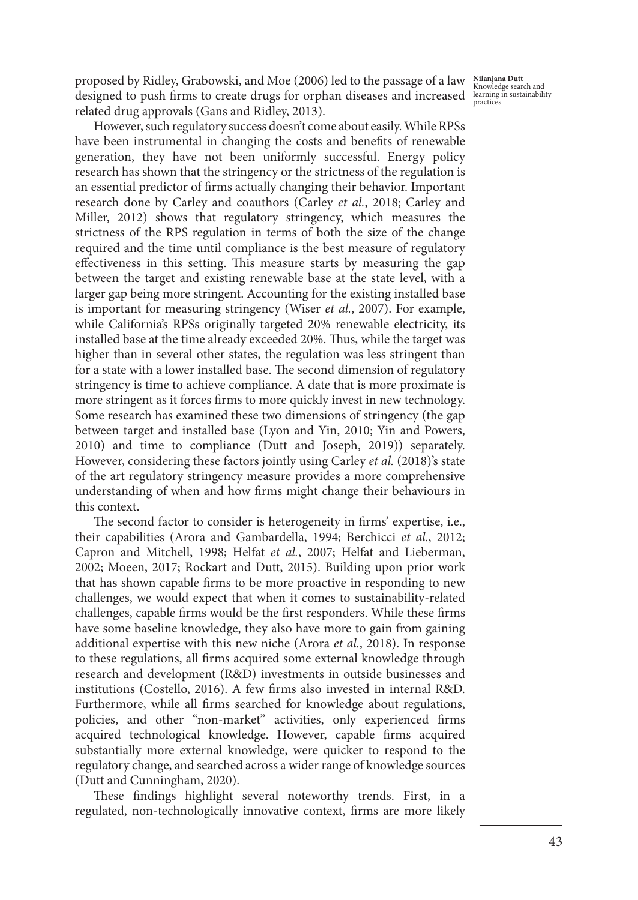proposed by Ridley, Grabowski, and Moe (2006) led to the passage of a law designed to push firms to create drugs for orphan diseases and increased related drug approvals (Gans and Ridley, 2013).

However, such regulatory success doesn't come about easily. While RPSs have been instrumental in changing the costs and benefits of renewable generation, they have not been uniformly successful. Energy policy research has shown that the stringency or the strictness of the regulation is an essential predictor of firms actually changing their behavior. Important research done by Carley and coauthors (Carley *et al.*, 2018; Carley and Miller, 2012) shows that regulatory stringency, which measures the strictness of the RPS regulation in terms of both the size of the change required and the time until compliance is the best measure of regulatory effectiveness in this setting. This measure starts by measuring the gap between the target and existing renewable base at the state level, with a larger gap being more stringent. Accounting for the existing installed base is important for measuring stringency (Wiser *et al.*, 2007). For example, while California's RPSs originally targeted 20% renewable electricity, its installed base at the time already exceeded 20%. Thus, while the target was higher than in several other states, the regulation was less stringent than for a state with a lower installed base. The second dimension of regulatory stringency is time to achieve compliance. A date that is more proximate is more stringent as it forces firms to more quickly invest in new technology. Some research has examined these two dimensions of stringency (the gap between target and installed base (Lyon and Yin, 2010; Yin and Powers, 2010) and time to compliance (Dutt and Joseph, 2019)) separately. However, considering these factors jointly using Carley *et al.* (2018)'s state of the art regulatory stringency measure provides a more comprehensive understanding of when and how firms might change their behaviours in this context.

The second factor to consider is heterogeneity in firms' expertise, i.e., their capabilities (Arora and Gambardella, 1994; Berchicci *et al.*, 2012; Capron and Mitchell, 1998; Helfat *et al.*, 2007; Helfat and Lieberman, 2002; Moeen, 2017; Rockart and Dutt, 2015). Building upon prior work that has shown capable firms to be more proactive in responding to new challenges, we would expect that when it comes to sustainability-related challenges, capable firms would be the first responders. While these firms have some baseline knowledge, they also have more to gain from gaining additional expertise with this new niche (Arora *et al.*, 2018). In response to these regulations, all firms acquired some external knowledge through research and development (R&D) investments in outside businesses and institutions (Costello, 2016). A few firms also invested in internal R&D. Furthermore, while all firms searched for knowledge about regulations, policies, and other "non-market" activities, only experienced firms acquired technological knowledge. However, capable firms acquired substantially more external knowledge, were quicker to respond to the regulatory change, and searched across a wider range of knowledge sources (Dutt and Cunningham, 2020).

These findings highlight several noteworthy trends. First, in a regulated, non-technologically innovative context, firms are more likely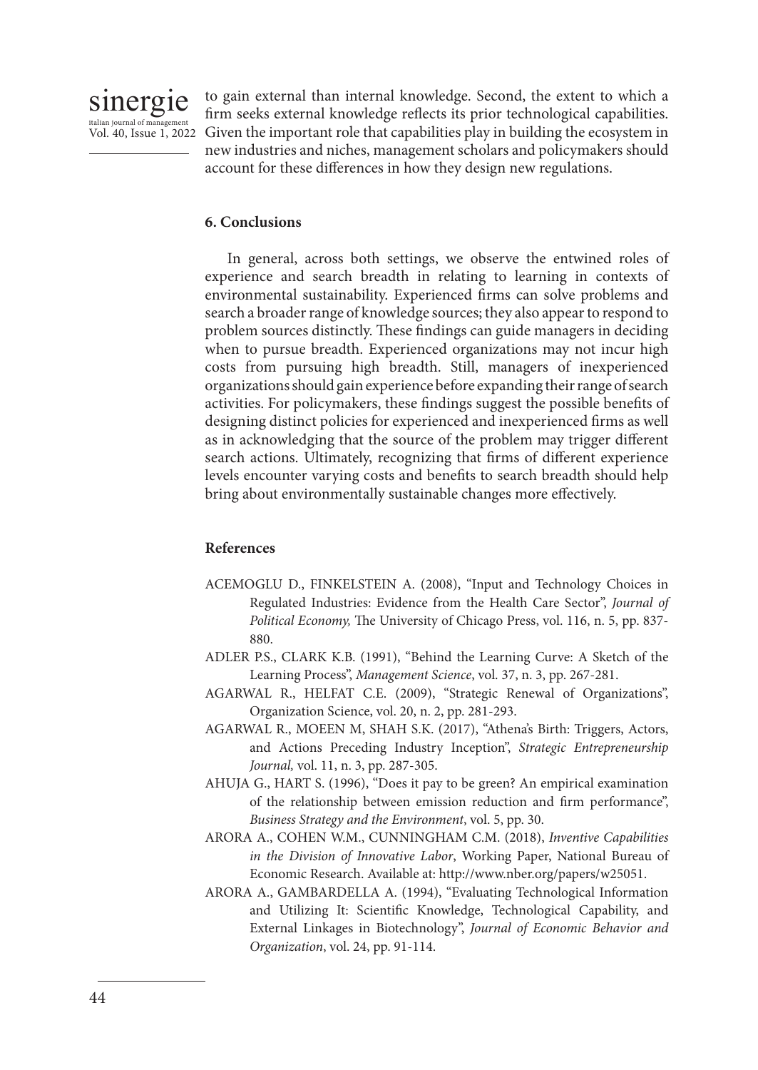to gain external than internal knowledge. Second, the extent to which a firm seeks external knowledge reflects its prior technological capabilities. Given the important role that capabilities play in building the ecosystem in new industries and niches, management scholars and policymakers should account for these differences in how they design new regulations.

## 6. Conclusions

In general, across both settings, we observe the entwined roles of experience and search breadth in relating to learning in contexts of environmental sustainability. Experienced firms can solve problems and search a broader range of knowledge sources; they also appear to respond to problem sources distinctly. These findings can guide managers in deciding when to pursue breadth. Experienced organizations may not incur high costs from pursuing high breadth. Still, managers of inexperienced organizations should gain experience before expanding their range of search activities. For policymakers, these findings suggest the possible benefits of designing distinct policies for experienced and inexperienced firms as well as in acknowledging that the source of the problem may trigger different search actions. Ultimately, recognizing that firms of different experience levels encounter varying costs and benefits to search breadth should help bring about environmentally sustainable changes more effectively.

## References

ACEMOGLU D., FINKELSTEIN A. (2008), "Input and Technology Choices in Regulated Industries: Evidence from the Health Care Sector", *Journal of Political Economy,* The University of Chicago Press, vol. 116, n. 5, pp. 837-880.

ADLER P.S., CLARK K.B. (1991), "Behind the Learning Curve: A Sketch of the Learning Process", *Management Science*, vol. 37, n. 3, pp. 267-281.

AGARWAL R., HELFAT C.E. (2009), "Strategic Renewal of Organizations", Organization Science, vol. 20, n. 2, pp. 281-293.

AGARWAL R., MOEEN M, SHAH S.K. (2017), "Athena's Birth: Triggers, Actors, and Actions Preceding Industry Inception", *Strategic Entrepreneurship Journal,* vol. 11, n. 3, pp. 287-305.

AHUJA G., HART S. (1996), "Does it pay to be green? An empirical examination of the relationship between emission reduction and firm performance", *Business Strategy and the Environment*, vol. 5, pp. 30.

ARORA A., COHEN W.M., CUNNINGHAM C.M. (2018), *Inventive Capabilities in the Division of Innovative Labor*, Working Paper, National Bureau of Economic Research. Available at: http://www.nber.org/papers/w25051.

ARORA A., GAMBARDELLA A. (1994), "Evaluating Technological Information and Utilizing It: Scientific Knowledge, Technological Capability, and External Linkages in Biotechnology", *Journal of Economic Behavior and Organization*, vol. 24, pp. 91-114.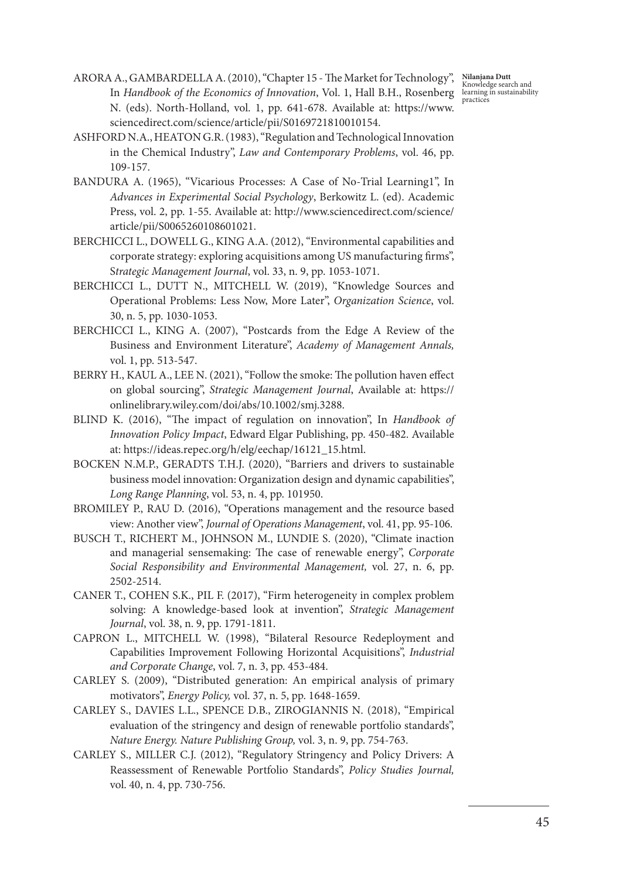ARORA A., GAMBARDELLA A. (2010), "Chapter 15 - The Market for Technology", In *Handbook of the Economics of Innovation*, Vol. 1, Hall B.H., Rosenberg N. (eds). North-Holland, vol. 1, pp. 641-678. Available at: https://www.sciencedirect.com/science/article/pii/S0169721810010154.

ASHFORD N.A., HEATON G.R. (1983), "Regulation and Technological Innovation in the Chemical Industry", *Law and Contemporary Problems*, vol. 46, pp. 109-157.

BANDURA A. (1965), "Vicarious Processes: A Case of No-Trial Learning1", In *Advances in Experimental Social Psychology*, Berkowitz L. (ed). Academic Press, vol. 2, pp. 1-55. Available at: http://www.sciencedirect.com/science/article/pii/S0065260108601021.

BERCHICCI L., DOWELL G., KING A.A. (2012), "Environmental capabilities and corporate strategy: exploring acquisitions among US manufacturing firms", *Strategic Management Journal*, vol. 33, n. 9, pp. 1053-1071.

BERCHICCI L., DUTT N., MITCHELL W. (2019), "Knowledge Sources and Operational Problems: Less Now, More Later", *Organization Science*, vol. 30, n. 5, pp. 1030-1053.

BERCHICCI L., KING A. (2007), "Postcards from the Edge A Review of the Business and Environment Literature", *Academy of Management Annals,* vol. 1, pp. 513-547.

BERRY H., KAUL A., LEE N. (2021), "Follow the smoke: The pollution haven effect on global sourcing", *Strategic Management Journal*, Available at: https://onlinelibrary.wiley.com/doi/abs/10.1002/smj.3288.

BLIND K. (2016), "The impact of regulation on innovation", In *Handbook of Innovation Policy Impact*, Edward Elgar Publishing, pp. 450-482. Available at: https://ideas.repec.org/h/elg/eechap/16121_15.html.

BOCKEN N.M.P., GERADTS T.H.J. (2020), "Barriers and drivers to sustainable business model innovation: Organization design and dynamic capabilities", *Long Range Planning*, vol. 53, n. 4, pp. 101950.

BROMILEY P., RAU D. (2016), "Operations management and the resource based view: Another view", *Journal of Operations Management*, vol. 41, pp. 95-106.

BUSCH T., RICHERT M., JOHNSON M., LUNDIE S. (2020), "Climate inaction and managerial sensemaking: The case of renewable energy", *Corporate Social Responsibility and Environmental Management,* vol. 27, n. 6, pp. 2502-2514.

CANER T., COHEN S.K., PIL F. (2017), "Firm heterogeneity in complex problem solving: A knowledge-based look at invention", *Strategic Management Journal*, vol. 38, n. 9, pp. 1791-1811.

CAPRON L., MITCHELL W. (1998), "Bilateral Resource Redeployment and Capabilities Improvement Following Horizontal Acquisitions", *Industrial and Corporate Change*, vol. 7, n. 3, pp. 453-484.

CARLEY S. (2009), "Distributed generation: An empirical analysis of primary motivators", *Energy Policy,* vol. 37, n. 5, pp. 1648-1659.

CARLEY S., DAVIES L.L., SPENCE D.B., ZIROGIANNIS N. (2018), "Empirical evaluation of the stringency and design of renewable portfolio standards", *Nature Energy. Nature Publishing Group,* vol. 3, n. 9, pp. 754-763.

CARLEY S., MILLER C.J. (2012), "Regulatory Stringency and Policy Drivers: A Reassessment of Renewable Portfolio Standards", *Policy Studies Journal,* vol. 40, n. 4, pp. 730-756.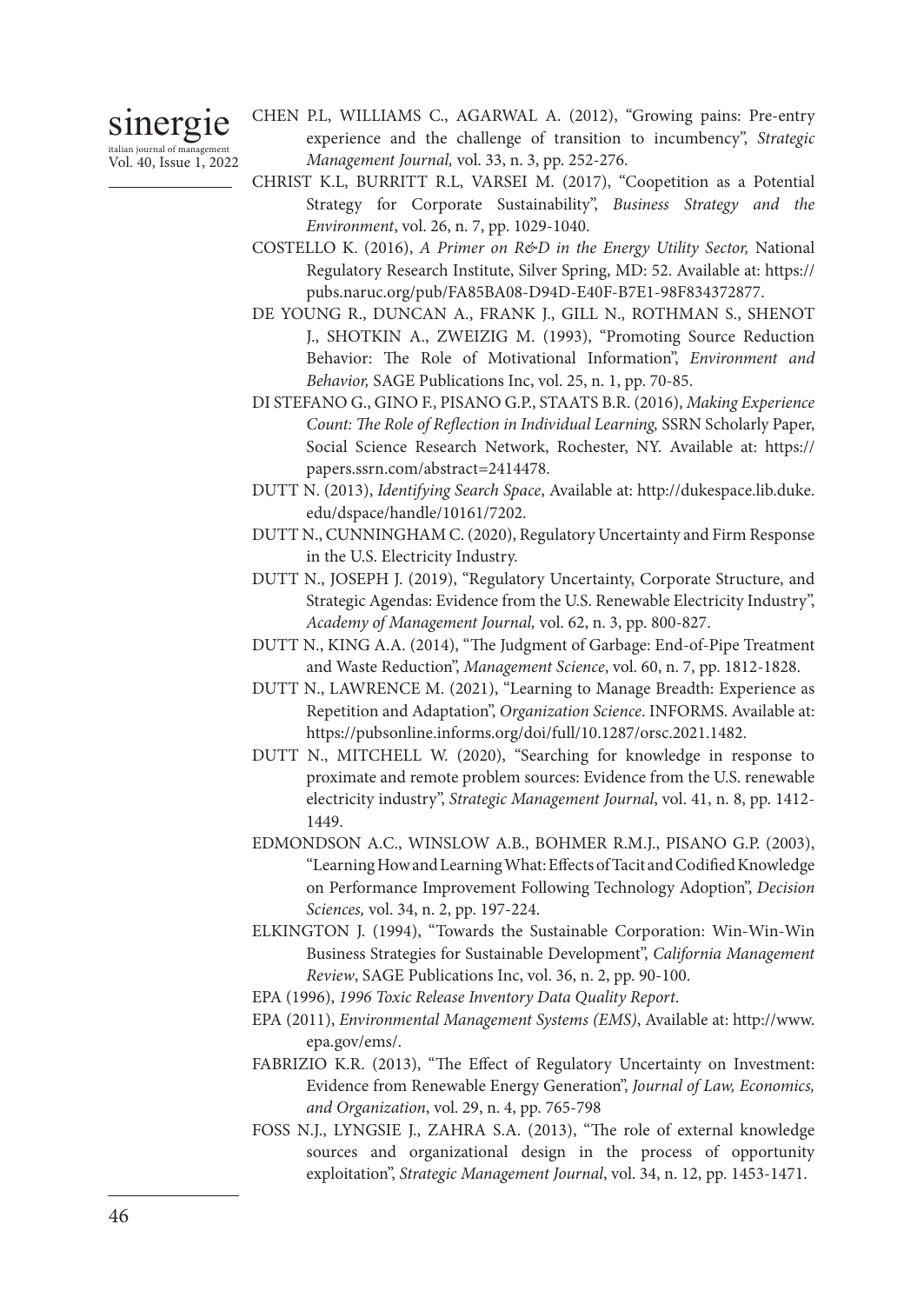CHEN P.L, WILLIAMS C., AGARWAL A. (2012), "Growing pains: Pre-entry experience and the challenge of transition to incumbency", *Strategic Management Journal,* vol. 33, n. 3, pp. 252-276.

CHRIST K.L, BURRITT R.L, VARSEI M. (2017), "Coopetition as a Potential Strategy for Corporate Sustainability", *Business Strategy and the Environment*, vol. 26, n. 7, pp. 1029-1040.

COSTELLO K. (2016), *A Primer on R&D in the Energy Utility Sector,* National Regulatory Research Institute, Silver Spring, MD: 52. Available at: https://pubs.naruc.org/pub/FA85BA08-D94D-E40F-B7E1-98F834372877.

DE YOUNG R., DUNCAN A., FRANK J., GILL N., ROTHMAN S., SHENOT J., SHOTKIN A., ZWEIZIG M. (1993), "Promoting Source Reduction Behavior: The Role of Motivational Information", *Environment and Behavior,* SAGE Publications Inc, vol. 25, n. 1, pp. 70-85.

DI STEFANO G., GINO F., PISANO G.P., STAATS B.R. (2016), *Making Experience Count: The Role of Reflection in Individual Learning,* SSRN Scholarly Paper, Social Science Research Network, Rochester, NY. Available at: https://papers.ssrn.com/abstract=2414478.

DUTT N. (2013), *Identifying Search Space*, Available at: http://dukespace.lib.duke.edu/dspace/handle/10161/7202.

DUTT N., CUNNINGHAM C. (2020), Regulatory Uncertainty and Firm Response in the U.S. Electricity Industry.

DUTT N., JOSEPH J. (2019), "Regulatory Uncertainty, Corporate Structure, and Strategic Agendas: Evidence from the U.S. Renewable Electricity Industry", *Academy of Management Journal,* vol. 62, n. 3, pp. 800-827.

DUTT N., KING A.A. (2014), "The Judgment of Garbage: End-of-Pipe Treatment and Waste Reduction", *Management Science*, vol. 60, n. 7, pp. 1812-1828.

DUTT N., LAWRENCE M. (2021), "Learning to Manage Breadth: Experience as Repetition and Adaptation", *Organization Science*. INFORMS. Available at: https://pubsonline.informs.org/doi/full/10.1287/orsc.2021.1482.

DUTT N., MITCHELL W. (2020), "Searching for knowledge in response to proximate and remote problem sources: Evidence from the U.S. renewable electricity industry", *Strategic Management Journal*, vol. 41, n. 8, pp. 1412-1449.

EDMONDSON A.C., WINSLOW A.B., BOHMER R.M.J., PISANO G.P. (2003), "Learning How and Learning What: Effects of Tacit and Codified Knowledge on Performance Improvement Following Technology Adoption", *Decision Sciences,* vol. 34, n. 2, pp. 197-224.

ELKINGTON J. (1994), "Towards the Sustainable Corporation: Win-Win-Win Business Strategies for Sustainable Development", *California Management Review*, SAGE Publications Inc, vol. 36, n. 2, pp. 90-100.

EPA (1996), *1996 Toxic Release Inventory Data Quality Report*.

EPA (2011), *Environmental Management Systems (EMS)*, Available at: http://www.epa.gov/ems/.

FABRIZIO K.R. (2013), "The Effect of Regulatory Uncertainty on Investment: Evidence from Renewable Energy Generation", *Journal of Law, Economics, and Organization*, vol. 29, n. 4, pp. 765-798

FOSS N.J., LYNGSIE J., ZAHRA S.A. (2013), "The role of external knowledge sources and organizational design in the process of opportunity exploitation", *Strategic Management Journal*, vol. 34, n. 12, pp. 1453-1471.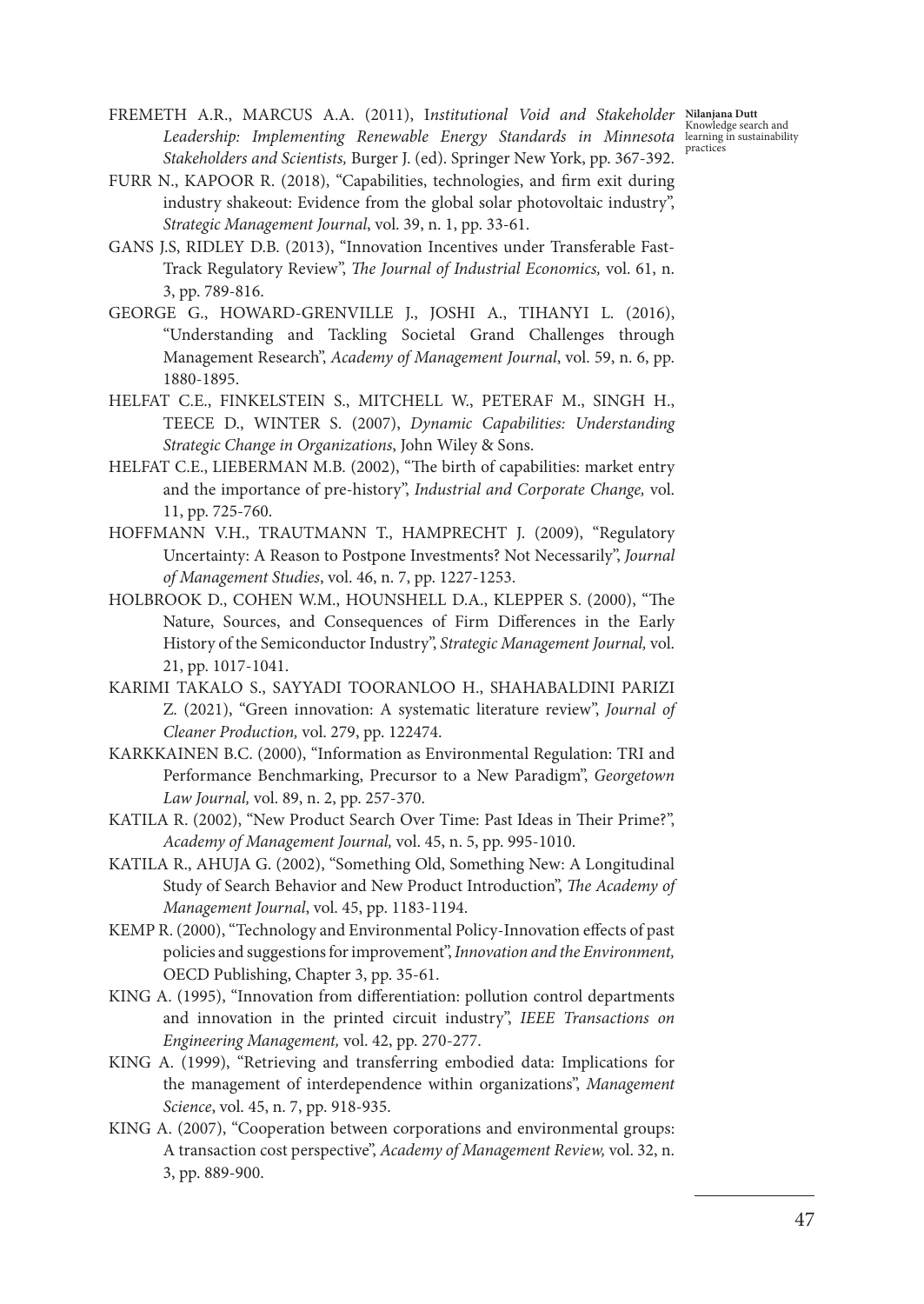FREMETH A.R., MARCUS A.A. (2011), I*nstitutional Void and Stakeholder Leadership: Implementing Renewable Energy Standards in Minnesota Stakeholders and Scientists,* Burger J. (ed). Springer New York, pp. 367-392.

FURR N., KAPOOR R. (2018), "Capabilities, technologies, and firm exit during industry shakeout: Evidence from the global solar photovoltaic industry", *Strategic Management Journal*, vol. 39, n. 1, pp. 33-61.

GANS J.S, RIDLEY D.B. (2013), "Innovation Incentives under Transferable Fast-Track Regulatory Review", *The Journal of Industrial Economics,* vol. 61, n. 3, pp. 789-816.

GEORGE G., HOWARD-GRENVILLE J., JOSHI A., TIHANYI L. (2016), "Understanding and Tackling Societal Grand Challenges through Management Research", *Academy of Management Journal*, vol. 59, n. 6, pp. 1880-1895.

HELFAT C.E., FINKELSTEIN S., MITCHELL W., PETERAF M., SINGH H., TEECE D., WINTER S. (2007), *Dynamic Capabilities: Understanding Strategic Change in Organizations*, John Wiley & Sons.

HELFAT C.E., LIEBERMAN M.B. (2002), "The birth of capabilities: market entry and the importance of pre-history", *Industrial and Corporate Change,* vol. 11, pp. 725-760.

HOFFMANN V.H., TRAUTMANN T., HAMPRECHT J. (2009), "Regulatory Uncertainty: A Reason to Postpone Investments? Not Necessarily", *Journal of Management Studies*, vol. 46, n. 7, pp. 1227-1253.

HOLBROOK D., COHEN W.M., HOUNSHELL D.A., KLEPPER S. (2000), "The Nature, Sources, and Consequences of Firm Differences in the Early History of the Semiconductor Industry", *Strategic Management Journal,* vol. 21, pp. 1017-1041.

KARIMI TAKALO S., SAYYADI TOORANLOO H., SHAHABALDINI PARIZI Z. (2021), "Green innovation: A systematic literature review", *Journal of Cleaner Production,* vol. 279, pp. 122474.

KARKKAINEN B.C. (2000), "Information as Environmental Regulation: TRI and Performance Benchmarking, Precursor to a New Paradigm", *Georgetown Law Journal,* vol. 89, n. 2, pp. 257-370.

KATILA R. (2002), "New Product Search Over Time: Past Ideas in Their Prime?", *Academy of Management Journal,* vol. 45, n. 5, pp. 995-1010.

KATILA R., AHUJA G. (2002), "Something Old, Something New: A Longitudinal Study of Search Behavior and New Product Introduction", *The Academy of Management Journal*, vol. 45, pp. 1183-1194.

KEMP R. (2000), "Technology and Environmental Policy-Innovation effects of past policies and suggestions for improvement", *Innovation and the Environment,* OECD Publishing, Chapter 3, pp. 35-61.

KING A. (1995), "Innovation from differentiation: pollution control departments and innovation in the printed circuit industry", *IEEE Transactions on Engineering Management,* vol. 42, pp. 270-277.

KING A. (1999), "Retrieving and transferring embodied data: Implications for the management of interdependence within organizations", *Management Science*, vol. 45, n. 7, pp. 918-935.

KING A. (2007), "Cooperation between corporations and environmental groups: A transaction cost perspective", *Academy of Management Review,* vol. 32, n. 3, pp. 889-900.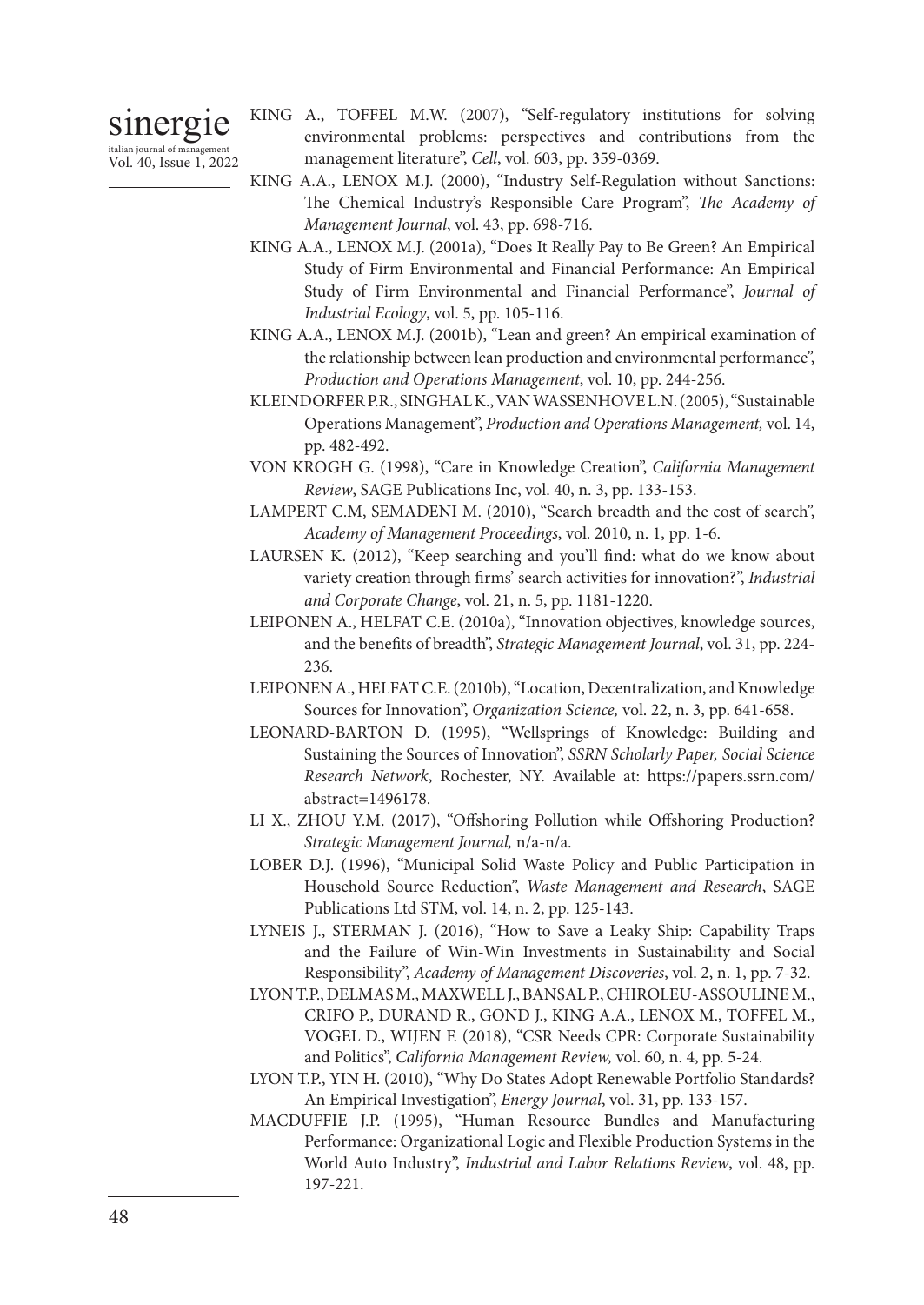KING A., TOFFEL M.W. (2007), "Self-regulatory institutions for solving environmental problems: perspectives and contributions from the management literature", *Cell*, vol. 603, pp. 359-0369.

KING A.A., LENOX M.J. (2000), "Industry Self-Regulation without Sanctions: The Chemical Industry's Responsible Care Program", *The Academy of Management Journal*, vol. 43, pp. 698-716.

KING A.A., LENOX M.J. (2001a), "Does It Really Pay to Be Green? An Empirical Study of Firm Environmental and Financial Performance: An Empirical Study of Firm Environmental and Financial Performance", *Journal of Industrial Ecology*, vol. 5, pp. 105-116.

KING A.A., LENOX M.J. (2001b), "Lean and green? An empirical examination of the relationship between lean production and environmental performance", *Production and Operations Management*, vol. 10, pp. 244-256.

KLEINDORFER P.R., SINGHAL K., VAN WASSENHOVE L.N. (2005), "Sustainable Operations Management", *Production and Operations Management,* vol. 14, pp. 482-492.

VON KROGH G. (1998), "Care in Knowledge Creation", *California Management Review*, SAGE Publications Inc, vol. 40, n. 3, pp. 133-153.

LAMPERT C.M, SEMADENI M. (2010), "Search breadth and the cost of search", *Academy of Management Proceedings*, vol. 2010, n. 1, pp. 1-6.

LAURSEN K. (2012), "Keep searching and you'll find: what do we know about variety creation through firms' search activities for innovation?", *Industrial and Corporate Change*, vol. 21, n. 5, pp. 1181-1220.

LEIPONEN A., HELFAT C.E. (2010a), "Innovation objectives, knowledge sources, and the benefits of breadth", *Strategic Management Journal*, vol. 31, pp. 224-236.

LEIPONEN A., HELFAT C.E. (2010b), "Location, Decentralization, and Knowledge Sources for Innovation", *Organization Science,* vol. 22, n. 3, pp. 641-658.

LEONARD-BARTON D. (1995), "Wellsprings of Knowledge: Building and Sustaining the Sources of Innovation", *SSRN Scholarly Paper, Social Science Research Network*, Rochester, NY. Available at: https://papers.ssrn.com/abstract=1496178.

LI X., ZHOU Y.M. (2017), "Offshoring Pollution while Offshoring Production? *Strategic Management Journal,* n/a-n/a.

LOBER D.J. (1996), "Municipal Solid Waste Policy and Public Participation in Household Source Reduction", *Waste Management and Research*, SAGE Publications Ltd STM, vol. 14, n. 2, pp. 125-143.

LYNEIS J., STERMAN J. (2016), "How to Save a Leaky Ship: Capability Traps and the Failure of Win-Win Investments in Sustainability and Social Responsibility", *Academy of Management Discoveries*, vol. 2, n. 1, pp. 7-32.

LYON T.P., DELMAS M., MAXWELL J., BANSAL P., CHIROLEU-ASSOULINE M., CRIFO P., DURAND R., GOND J., KING A.A., LENOX M., TOFFEL M., VOGEL D., WIJEN F. (2018), "CSR Needs CPR: Corporate Sustainability and Politics", *California Management Review,* vol. 60, n. 4, pp. 5-24.

LYON T.P., YIN H. (2010), "Why Do States Adopt Renewable Portfolio Standards? An Empirical Investigation", *Energy Journal*, vol. 31, pp. 133-157.

MACDUFFIE J.P. (1995), "Human Resource Bundles and Manufacturing Performance: Organizational Logic and Flexible Production Systems in the World Auto Industry", *Industrial and Labor Relations Review*, vol. 48, pp. 197-221.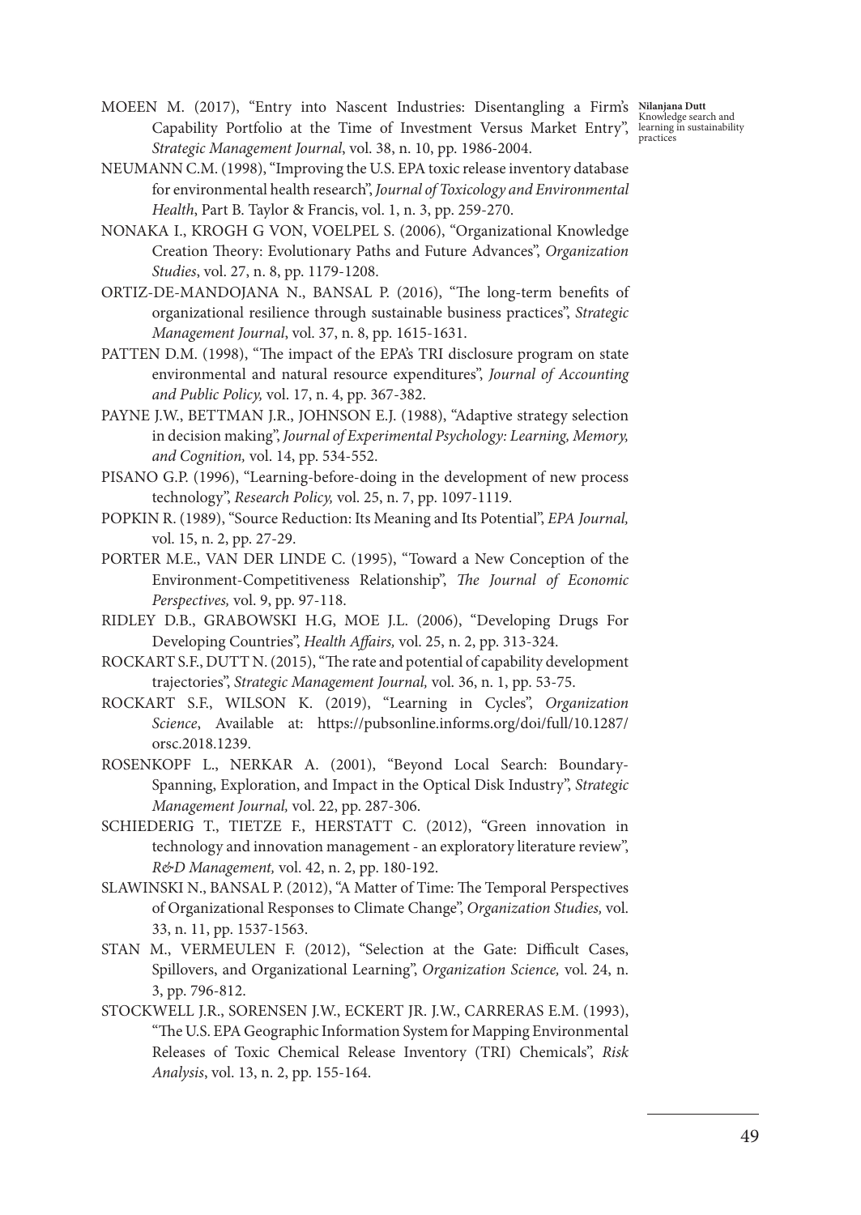MOEEN M. (2017), "Entry into Nascent Industries: Disentangling a Firm's Capability Portfolio at the Time of Investment Versus Market Entry", *Strategic Management Journal*, vol. 38, n. 10, pp. 1986-2004.

NEUMANN C.M. (1998), "Improving the U.S. EPA toxic release inventory database for environmental health research", *Journal of Toxicology and Environmental Health*, Part B. Taylor & Francis, vol. 1, n. 3, pp. 259-270.

NONAKA I., KROGH G VON, VOELPEL S. (2006), "Organizational Knowledge Creation Theory: Evolutionary Paths and Future Advances", *Organization Studies*, vol. 27, n. 8, pp. 1179-1208.

ORTIZ-DE-MANDOJANA N., BANSAL P. (2016), "The long-term benefits of organizational resilience through sustainable business practices", *Strategic Management Journal*, vol. 37, n. 8, pp. 1615-1631.

PATTEN D.M. (1998), "The impact of the EPA's TRI disclosure program on state environmental and natural resource expenditures", *Journal of Accounting and Public Policy,* vol. 17, n. 4, pp. 367-382.

PAYNE J.W., BETTMAN J.R., JOHNSON E.J. (1988), "Adaptive strategy selection in decision making", *Journal of Experimental Psychology: Learning, Memory, and Cognition,* vol. 14, pp. 534-552.

PISANO G.P. (1996), "Learning-before-doing in the development of new process technology", *Research Policy,* vol. 25, n. 7, pp. 1097-1119.

POPKIN R. (1989), "Source Reduction: Its Meaning and Its Potential", *EPA Journal,* vol. 15, n. 2, pp. 27-29.

PORTER M.E., VAN DER LINDE C. (1995), "Toward a New Conception of the Environment-Competitiveness Relationship", *The Journal of Economic Perspectives,* vol. 9, pp. 97-118.

RIDLEY D.B., GRABOWSKI H.G, MOE J.L. (2006), "Developing Drugs For Developing Countries", *Health Affairs,* vol. 25, n. 2, pp. 313-324.

ROCKART S.F., DUTT N. (2015), "The rate and potential of capability development trajectories", *Strategic Management Journal,* vol. 36, n. 1, pp. 53-75.

ROCKART S.F., WILSON K. (2019), "Learning in Cycles", *Organization Science*, Available at: https://pubsonline.informs.org/doi/full/10.1287/orsc.2018.1239.

ROSENKOPF L., NERKAR A. (2001), "Beyond Local Search: Boundary-Spanning, Exploration, and Impact in the Optical Disk Industry", *Strategic Management Journal,* vol. 22, pp. 287-306.

SCHIEDERIG T., TIETZE F., HERSTATT C. (2012), "Green innovation in technology and innovation management - an exploratory literature review", *R&D Management,* vol. 42, n. 2, pp. 180-192.

SLAWINSKI N., BANSAL P. (2012), "A Matter of Time: The Temporal Perspectives of Organizational Responses to Climate Change", *Organization Studies,* vol. 33, n. 11, pp. 1537-1563.

STAN M., VERMEULEN F. (2012), "Selection at the Gate: Difficult Cases, Spillovers, and Organizational Learning", *Organization Science,* vol. 24, n. 3, pp. 796-812.

STOCKWELL J.R., SORENSEN J.W., ECKERT JR. J.W., CARRERAS E.M. (1993), "The U.S. EPA Geographic Information System for Mapping Environmental Releases of Toxic Chemical Release Inventory (TRI) Chemicals", *Risk Analysis*, vol. 13, n. 2, pp. 155-164.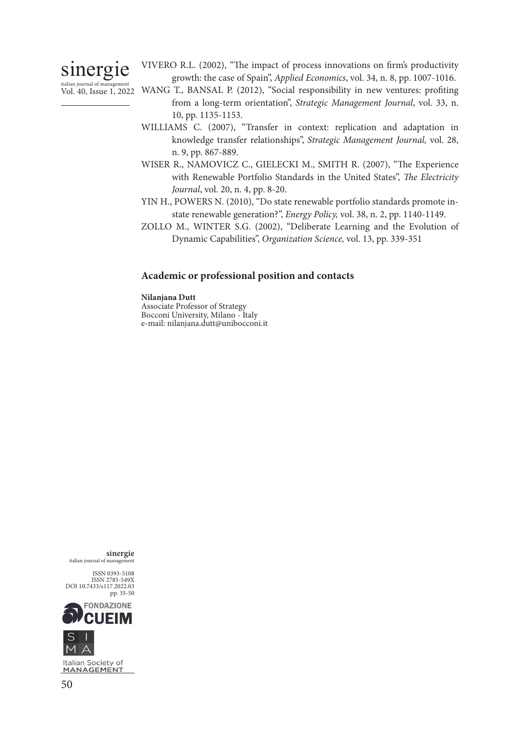VIVERO R.L. (2002), "The impact of process innovations on firm's productivity growth: the case of Spain", *Applied Economics*, vol. 34, n. 8, pp. 1007-1016.

WANG T., BANSAL P. (2012), "Social responsibility in new ventures: profiting from a long-term orientation", *Strategic Management Journal*, vol. 33, n. 10, pp. 1135-1153.

WILLIAMS C. (2007), "Transfer in context: replication and adaptation in knowledge transfer relationships", *Strategic Management Journal,* vol. 28, n. 9, pp. 867-889.

WISER R., NAMOVICZ C., GIELECKI M., SMITH R. (2007), "The Experience with Renewable Portfolio Standards in the United States", *The Electricity Journal*, vol. 20, n. 4, pp. 8-20.

YIN H., POWERS N. (2010), "Do state renewable portfolio standards promote in-state renewable generation?", *Energy Policy,* vol. 38, n. 2, pp. 1140-1149.

ZOLLO M., WINTER S.G. (2002), "Deliberate Learning and the Evolution of Dynamic Capabilities", *Organization Science,* vol. 13, pp. 339-351

## Academic or professional position and contacts

**Nilanjana Dutt**
Associate Professor of Strategy
Bocconi University, Milano - Italy
e-mail: nilanjana.dutt@unibocconi.it